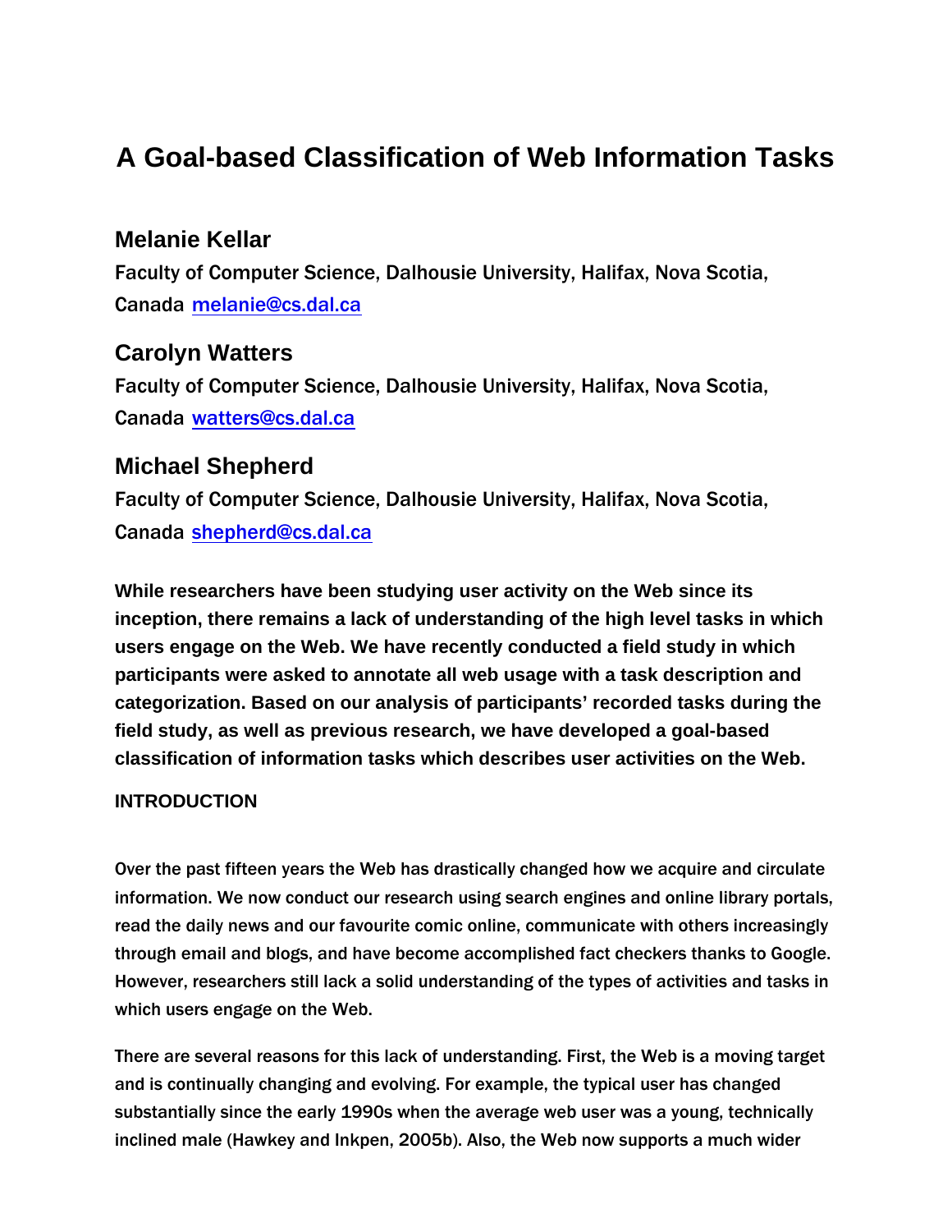# A Goal-based Classification of Web Information Tasks

## Melanie Kellar

Faculty of Computer Science, Dalhousie University, Halifax, Nova Scotia, Canada melanie@cs.dal.ca

## Carolyn Watters

Faculty of Computer Science, Dalhousie University, Halifax, Nova Scotia, Canada watters@cs.dal.ca

## Michael Shepherd

Faculty of Computer Science, Dalhousie University, Halifax, Nova Scotia, Canada shepherd@cs.dal.ca

**While researchers have been studying user activity on the Web since its inception, there remains a lack of understanding of the high level tasks in which users engage on the Web. We have recently conducted a field study in which participants were asked to annotate all web usage with a task description and categorization. Based on our analysis of participants' recorded tasks during the field study, as well as previous research, we have developed a goal-based classification of information tasks which describes user activities on the Web.**

### INTRODUCTION

Over the past fifteen years the Web has drastically changed how we acquire and circulate information. We now conduct our research using search engines and online library portals, read the daily news and our favourite comic online, communicate with others increasingly through email and blogs, and have become accomplished fact checkers thanks to Google. However, researchers still lack a solid understanding of the types of activities and tasks in which users engage on the Web.

There are several reasons for this lack of understanding. First, the Web is a moving target and is continually changing and evolving. For example, the typical user has changed substantially since the early 1990s when the average web user was a young, technically inclined male (Hawkey and Inkpen, 2005b). Also, the Web now supports a much wider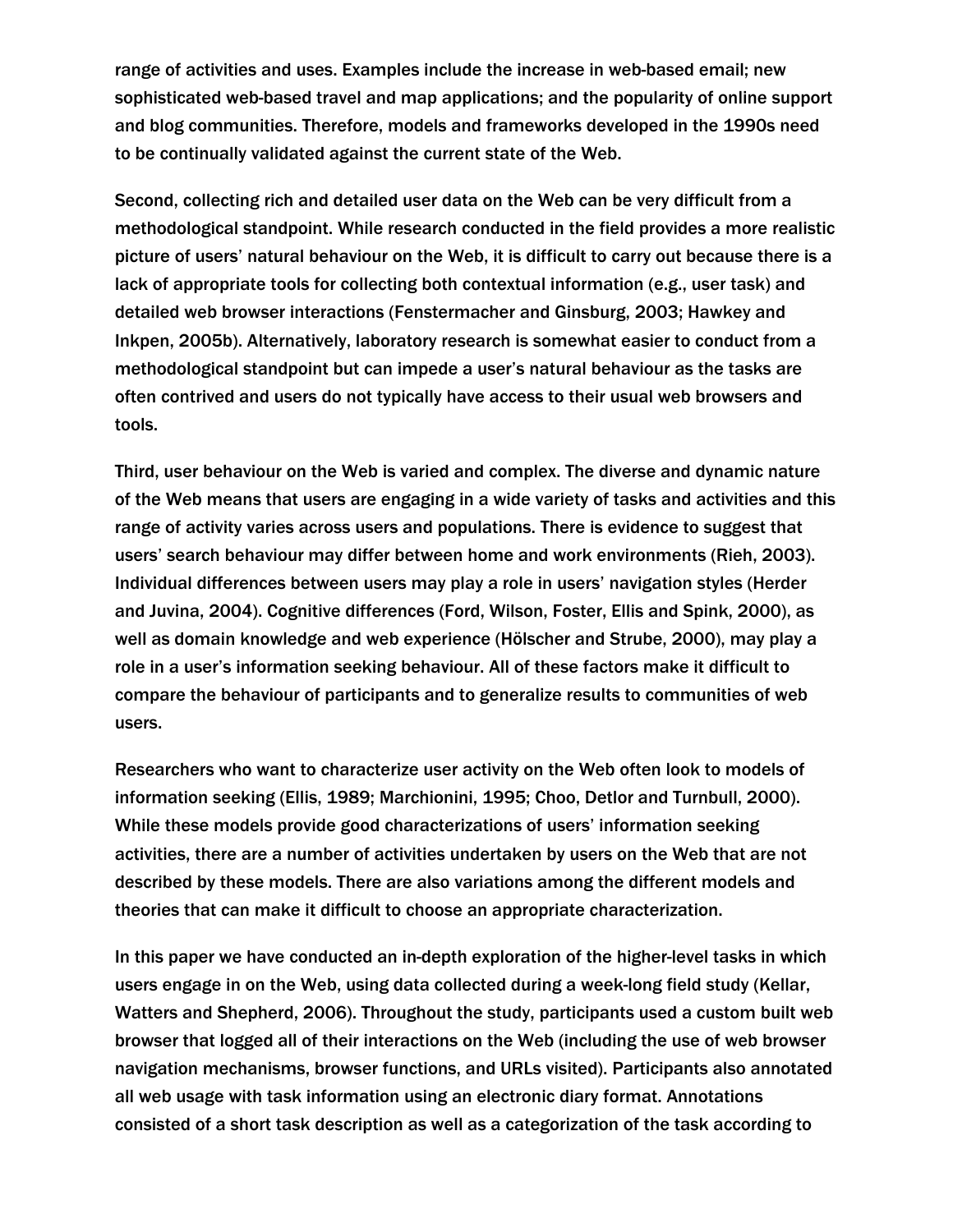range of activities and uses. Examples include the increase in web-based email; new sophisticated web-based travel and map applications; and the popularity of online support and blog communities. Therefore, models and frameworks developed in the 1990s need to be continually validated against the current state of the Web.

Second, collecting rich and detailed user data on the Web can be very difficult from a methodological standpoint. While research conducted in the field provides a more realistic picture of users' natural behaviour on the Web, it is difficult to carry out because there is a lack of appropriate tools for collecting both contextual information (e.g., user task) and detailed web browser interactions (Fenstermacher and Ginsburg, 2003; Hawkey and Inkpen, 2005b). Alternatively, laboratory research is somewhat easier to conduct from a methodological standpoint but can impede a user's natural behaviour as the tasks are often contrived and users do not typically have access to their usual web browsers and tools.

Third, user behaviour on the Web is varied and complex. The diverse and dynamic nature of the Web means that users are engaging in a wide variety of tasks and activities and this range of activity varies across users and populations. There is evidence to suggest that users' search behaviour may differ between home and work environments (Rieh, 2003). Individual differences between users may play a role in users' navigation styles (Herder and Juvina, 2004). Cognitive differences (Ford, Wilson, Foster, Ellis and Spink, 2000), as well as domain knowledge and web experience (Hölscher and Strube, 2000), may play a role in a user's information seeking behaviour. All of these factors make it difficult to compare the behaviour of participants and to generalize results to communities of web users.

Researchers who want to characterize user activity on the Web often look to models of information seeking (Ellis, 1989; Marchionini, 1995; Choo, Detlor and Turnbull, 2000). While these models provide good characterizations of users' information seeking activities, there are a number of activities undertaken by users on the Web that are not described by these models. There are also variations among the different models and theories that can make it difficult to choose an appropriate characterization.

In this paper we have conducted an in-depth exploration of the higher-level tasks in which users engage in on the Web, using data collected during a week-long field study (Kellar, Watters and Shepherd, 2006). Throughout the study, participants used a custom built web browser that logged all of their interactions on the Web (including the use of web browser navigation mechanisms, browser functions, and URLs visited). Participants also annotated all web usage with task information using an electronic diary format. Annotations consisted of a short task description as well as a categorization of the task according to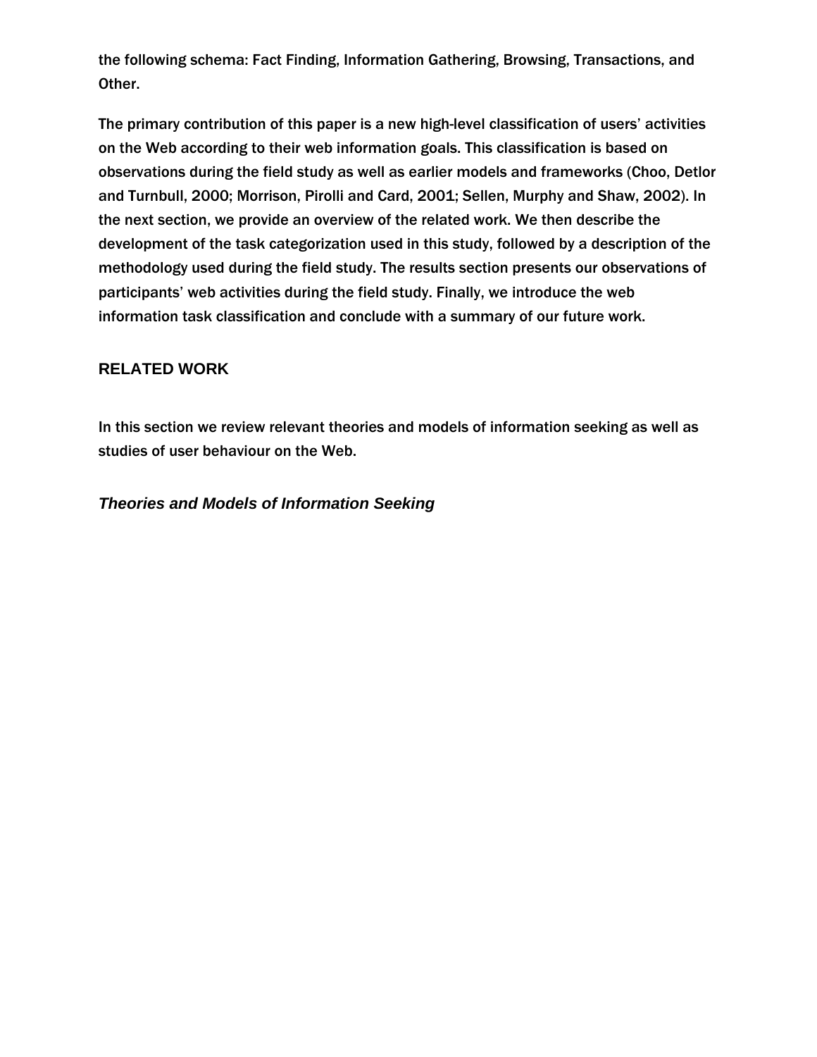the following schema: Fact Finding, Information Gathering, Browsing, Transactions, and Other.

The primary contribution of this paper is a new high-level classification of users' activities on the Web according to their web information goals. This classification is based on observations during the field study as well as earlier models and frameworks (Choo, Detlor and Turnbull, 2000; Morrison, Pirolli and Card, 2001; Sellen, Murphy and Shaw, 2002). In the next section, we provide an overview of the related work. We then describe the development of the task categorization used in this study, followed by a description of the methodology used during the field study. The results section presents our observations of participants' web activities during the field study. Finally, we introduce the web information task classification and conclude with a summary of our future work.

## RELATED WORK

In this section we review relevant theories and models of information seeking as well as studies of user behaviour on the Web.

### *Theories and Models of Information Seeking*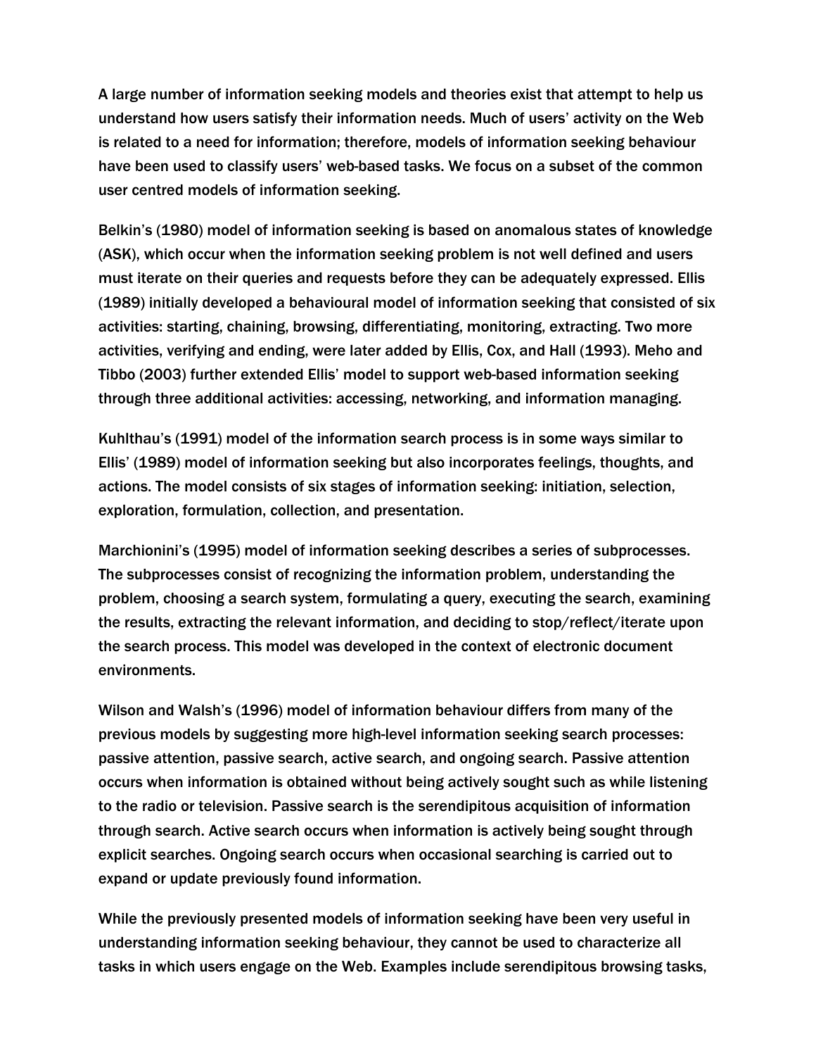A large number of information seeking models and theories exist that attempt to help us understand how users satisfy their information needs. Much of users' activity on the Web is related to a need for information; therefore, models of information seeking behaviour have been used to classify users' web-based tasks. We focus on a subset of the common user centred models of information seeking.

Belkin's (1980) model of information seeking is based on anomalous states of knowledge (ASK), which occur when the information seeking problem is not well defined and users must iterate on their queries and requests before they can be adequately expressed. Ellis (1989) initially developed a behavioural model of information seeking that consisted of six activities: starting, chaining, browsing, differentiating, monitoring, extracting. Two more activities, verifying and ending, were later added by Ellis, Cox, and Hall (1993). Meho and Tibbo (2003) further extended Ellis' model to support web-based information seeking through three additional activities: accessing, networking, and information managing.

Kuhlthau's (1991) model of the information search process is in some ways similar to Ellis' (1989) model of information seeking but also incorporates feelings, thoughts, and actions. The model consists of six stages of information seeking: initiation, selection, exploration, formulation, collection, and presentation.

Marchionini's (1995) model of information seeking describes a series of subprocesses. The subprocesses consist of recognizing the information problem, understanding the problem, choosing a search system, formulating a query, executing the search, examining the results, extracting the relevant information, and deciding to stop/reflect/iterate upon the search process. This model was developed in the context of electronic document environments.

Wilson and Walsh's (1996) model of information behaviour differs from many of the previous models by suggesting more high-level information seeking search processes: passive attention, passive search, active search, and ongoing search. Passive attention occurs when information is obtained without being actively sought such as while listening to the radio or television. Passive search is the serendipitous acquisition of information through search. Active search occurs when information is actively being sought through explicit searches. Ongoing search occurs when occasional searching is carried out to expand or update previously found information.

While the previously presented models of information seeking have been very useful in understanding information seeking behaviour, they cannot be used to characterize all tasks in which users engage on the Web. Examples include serendipitous browsing tasks,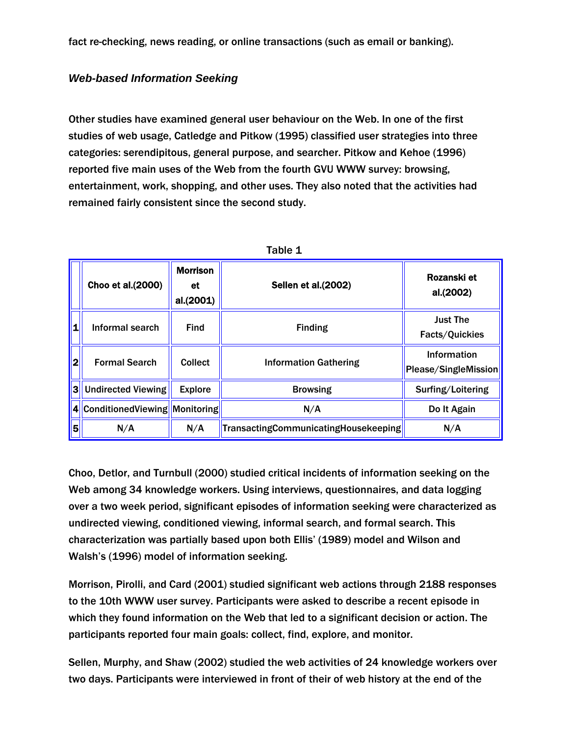fact re-checking, news reading, or online transactions (such as email or banking).

### *Web-based Information Seeking*

Other studies have examined general user behaviour on the Web. In one of the first studies of web usage, Catledge and Pitkow (1995) classified user strategies into three categories: serendipitous, general purpose, and searcher. Pitkow and Kehoe (1996) reported five main uses of the Web from the fourth GVU WWW survey: browsing, entertainment, work, shopping, and other uses. They also noted that the activities had remained fairly consistent since the second study.

Table 1

| | Choo et al.(2000) | Morrison et al.(2001) | Sellen et al.(2002) | Rozanski et al.(2002) |
|---|---|---|---|---|
| 1 | Informal search | Find | Finding | Just The Facts/Quickies |
| 2 | Formal Search | Collect | Information Gathering | Information Please/SingleMission |
| 3 | Undirected Viewing | Explore | Browsing | Surfing/Loitering |
| 4 | ConditionedViewing | Monitoring | N/A | Do It Again |
| 5 | N/A | N/A | TransactingCommunicatingHousekeeping | N/A |

Choo, Detlor, and Turnbull (2000) studied critical incidents of information seeking on the Web among 34 knowledge workers. Using interviews, questionnaires, and data logging over a two week period, significant episodes of information seeking were characterized as undirected viewing, conditioned viewing, informal search, and formal search. This characterization was partially based upon both Ellis' (1989) model and Wilson and Walsh's (1996) model of information seeking.

Morrison, Pirolli, and Card (2001) studied significant web actions through 2188 responses to the 10th WWW user survey. Participants were asked to describe a recent episode in which they found information on the Web that led to a significant decision or action. The participants reported four main goals: collect, find, explore, and monitor.

Sellen, Murphy, and Shaw (2002) studied the web activities of 24 knowledge workers over two days. Participants were interviewed in front of their of web history at the end of the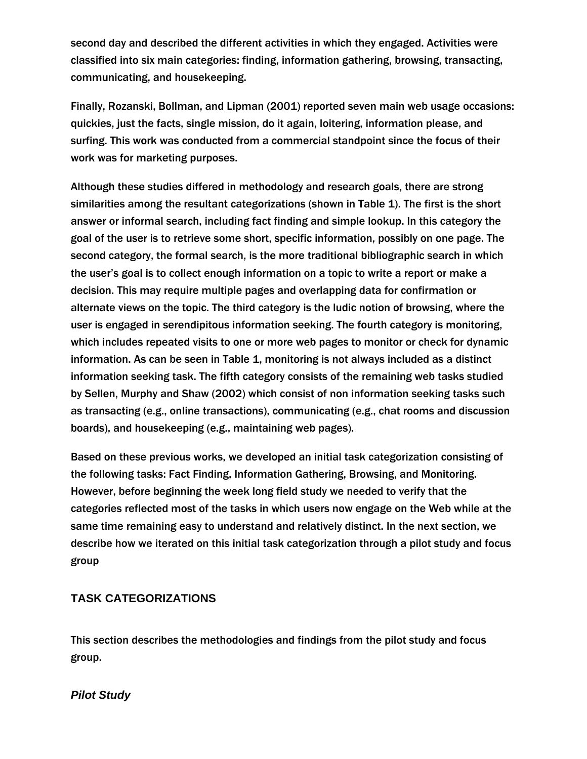second day and described the different activities in which they engaged. Activities were classified into six main categories: finding, information gathering, browsing, transacting, communicating, and housekeeping.

Finally, Rozanski, Bollman, and Lipman (2001) reported seven main web usage occasions: quickies, just the facts, single mission, do it again, loitering, information please, and surfing. This work was conducted from a commercial standpoint since the focus of their work was for marketing purposes.

Although these studies differed in methodology and research goals, there are strong similarities among the resultant categorizations (shown in Table 1). The first is the short answer or informal search, including fact finding and simple lookup. In this category the goal of the user is to retrieve some short, specific information, possibly on one page. The second category, the formal search, is the more traditional bibliographic search in which the user's goal is to collect enough information on a topic to write a report or make a decision. This may require multiple pages and overlapping data for confirmation or alternate views on the topic. The third category is the ludic notion of browsing, where the user is engaged in serendipitous information seeking. The fourth category is monitoring, which includes repeated visits to one or more web pages to monitor or check for dynamic information. As can be seen in Table 1, monitoring is not always included as a distinct information seeking task. The fifth category consists of the remaining web tasks studied by Sellen, Murphy and Shaw (2002) which consist of non information seeking tasks such as transacting (e.g., online transactions), communicating (e.g., chat rooms and discussion boards), and housekeeping (e.g., maintaining web pages).

Based on these previous works, we developed an initial task categorization consisting of the following tasks: Fact Finding, Information Gathering, Browsing, and Monitoring. However, before beginning the week long field study we needed to verify that the categories reflected most of the tasks in which users now engage on the Web while at the same time remaining easy to understand and relatively distinct. In the next section, we describe how we iterated on this initial task categorization through a pilot study and focus group

## TASK CATEGORIZATIONS

This section describes the methodologies and findings from the pilot study and focus group.

### *Pilot Study*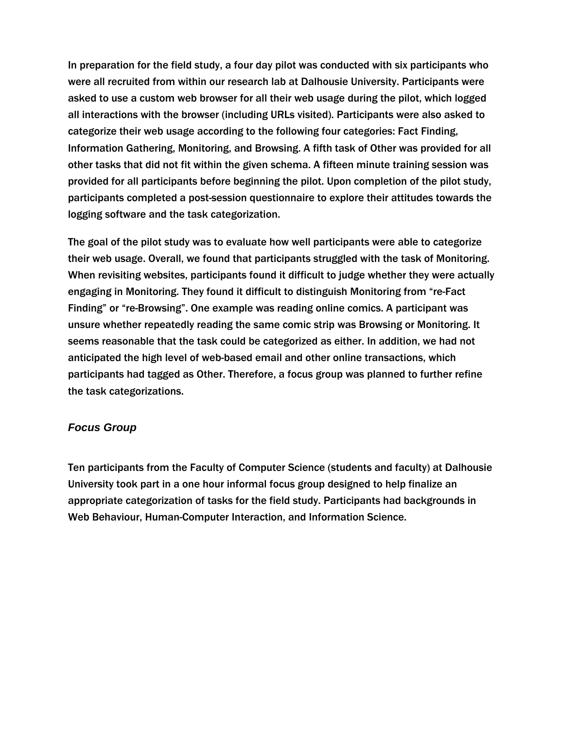In preparation for the field study, a four day pilot was conducted with six participants who were all recruited from within our research lab at Dalhousie University. Participants were asked to use a custom web browser for all their web usage during the pilot, which logged all interactions with the browser (including URLs visited). Participants were also asked to categorize their web usage according to the following four categories: Fact Finding, Information Gathering, Monitoring, and Browsing. A fifth task of Other was provided for all other tasks that did not fit within the given schema. A fifteen minute training session was provided for all participants before beginning the pilot. Upon completion of the pilot study, participants completed a post-session questionnaire to explore their attitudes towards the logging software and the task categorization.

The goal of the pilot study was to evaluate how well participants were able to categorize their web usage. Overall, we found that participants struggled with the task of Monitoring. When revisiting websites, participants found it difficult to judge whether they were actually engaging in Monitoring. They found it difficult to distinguish Monitoring from "re-Fact Finding" or "re-Browsing". One example was reading online comics. A participant was unsure whether repeatedly reading the same comic strip was Browsing or Monitoring. It seems reasonable that the task could be categorized as either. In addition, we had not anticipated the high level of web-based email and other online transactions, which participants had tagged as Other. Therefore, a focus group was planned to further refine the task categorizations.

### *Focus Group*

Ten participants from the Faculty of Computer Science (students and faculty) at Dalhousie University took part in a one hour informal focus group designed to help finalize an appropriate categorization of tasks for the field study. Participants had backgrounds in Web Behaviour, Human-Computer Interaction, and Information Science.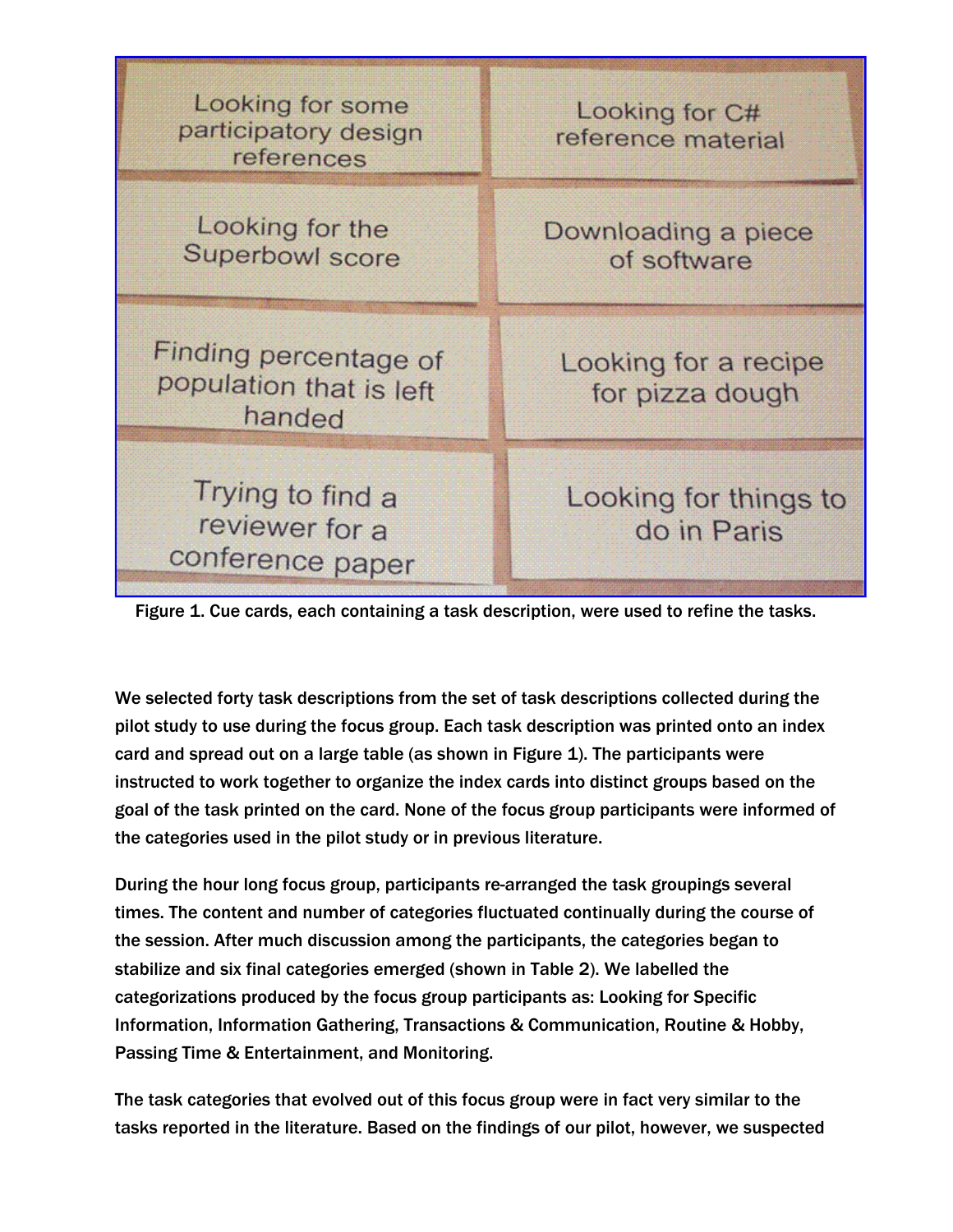Figure 1. Cue cards, each containing a task description, were used to refine the tasks.

We selected forty task descriptions from the set of task descriptions collected during the pilot study to use during the focus group. Each task description was printed onto an index card and spread out on a large table (as shown in Figure 1). The participants were instructed to work together to organize the index cards into distinct groups based on the goal of the task printed on the card. None of the focus group participants were informed of the categories used in the pilot study or in previous literature.

During the hour long focus group, participants re-arranged the task groupings several times. The content and number of categories fluctuated continually during the course of the session. After much discussion among the participants, the categories began to stabilize and six final categories emerged (shown in Table 2). We labelled the categorizations produced by the focus group participants as: Looking for Specific Information, Information Gathering, Transactions & Communication, Routine & Hobby, Passing Time & Entertainment, and Monitoring.

The task categories that evolved out of this focus group were in fact very similar to the tasks reported in the literature. Based on the findings of our pilot, however, we suspected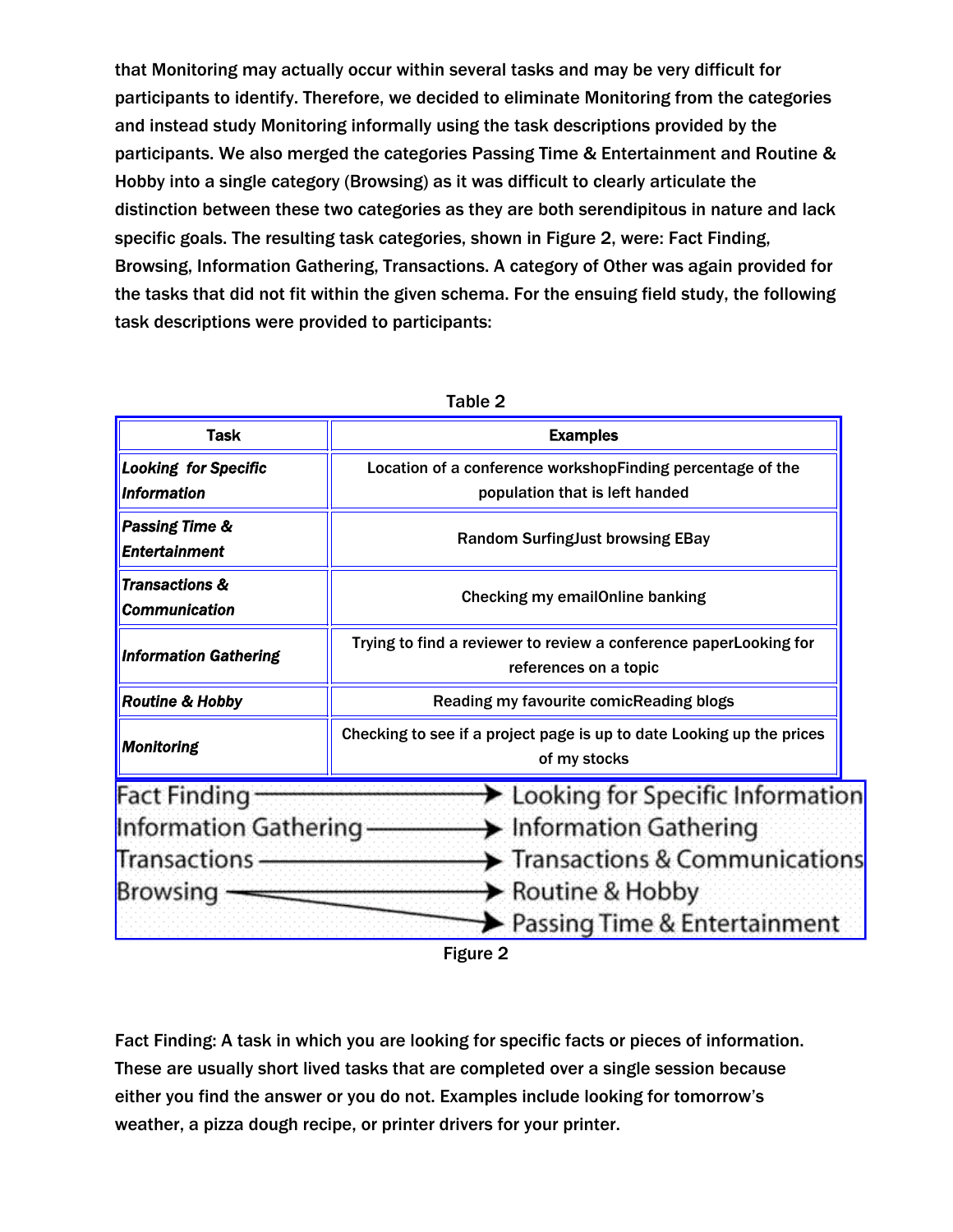that Monitoring may actually occur within several tasks and may be very difficult for participants to identify. Therefore, we decided to eliminate Monitoring from the categories and instead study Monitoring informally using the task descriptions provided by the participants. We also merged the categories Passing Time & Entertainment and Routine & Hobby into a single category (Browsing) as it was difficult to clearly articulate the distinction between these two categories as they are both serendipitous in nature and lack specific goals. The resulting task categories, shown in Figure 2, were: Fact Finding, Browsing, Information Gathering, Transactions. A category of Other was again provided for the tasks that did not fit within the given schema. For the ensuing field study, the following task descriptions were provided to participants:

Table 2

| Task | Examples |
|---|---|
| ***Looking for Specific Information*** | Location of a conference workshopFinding percentage of the population that is left handed |
| ***Passing Time & Entertainment*** | Random SurfingJust browsing EBay |
| ***Transactions & Communication*** | Checking my emailOnline banking |
| ***Information Gathering*** | Trying to find a reviewer to review a conference paperLooking for references on a topic |
| ***Routine & Hobby*** | Reading my favourite comicReading blogs |
| ***Monitoring*** | Checking to see if a project page is up to date Looking up the prices of my stocks |

Fact Finding → Looking for Specific Information
Information Gathering → Information Gathering
Transactions → Transactions & Communications
Browsing → Routine & Hobby
Browsing → Passing Time & Entertainment

Figure 2

Fact Finding: A task in which you are looking for specific facts or pieces of information. These are usually short lived tasks that are completed over a single session because either you find the answer or you do not. Examples include looking for tomorrow's weather, a pizza dough recipe, or printer drivers for your printer.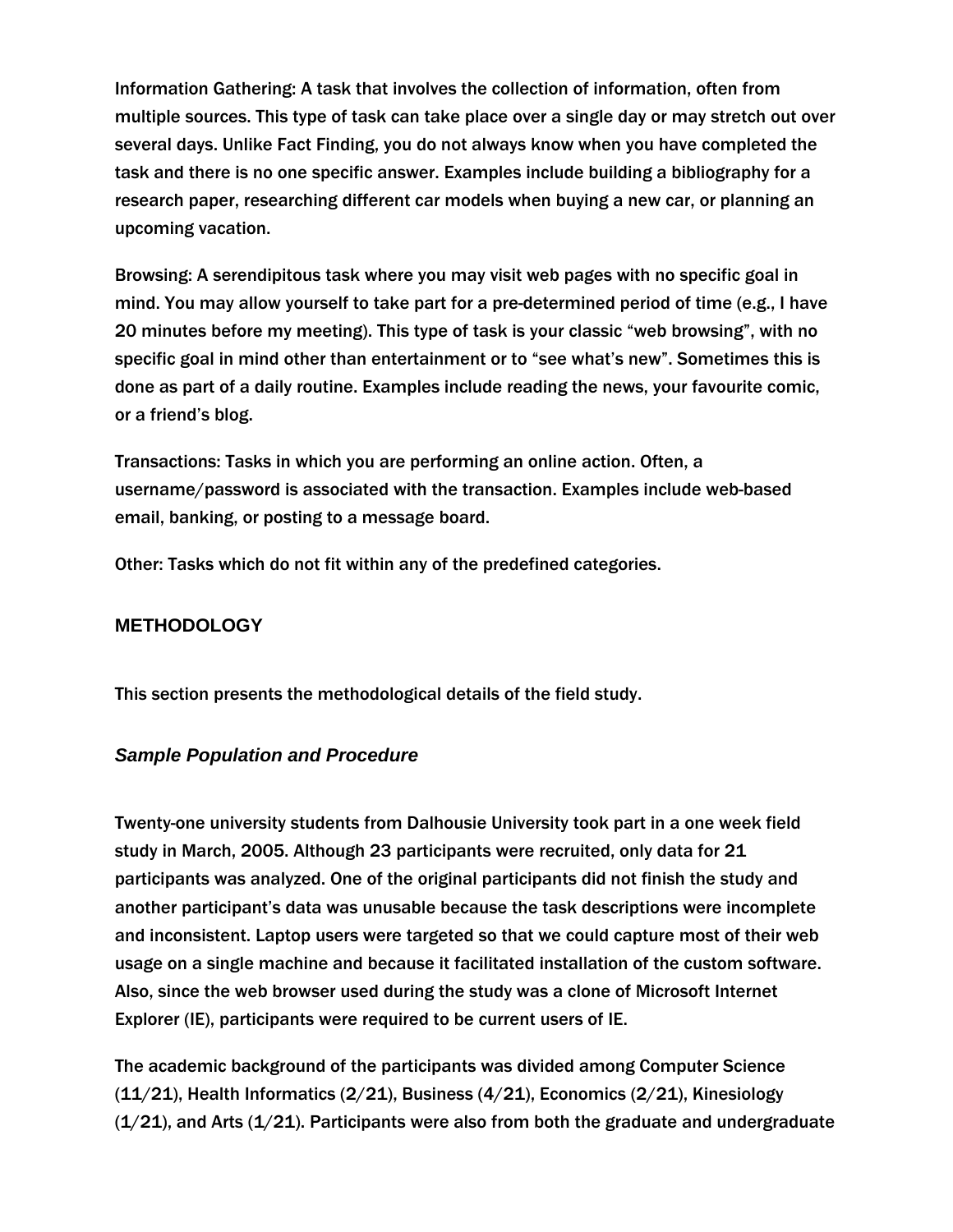Information Gathering: A task that involves the collection of information, often from multiple sources. This type of task can take place over a single day or may stretch out over several days. Unlike Fact Finding, you do not always know when you have completed the task and there is no one specific answer. Examples include building a bibliography for a research paper, researching different car models when buying a new car, or planning an upcoming vacation.

Browsing: A serendipitous task where you may visit web pages with no specific goal in mind. You may allow yourself to take part for a pre-determined period of time (e.g., I have 20 minutes before my meeting). This type of task is your classic "web browsing", with no specific goal in mind other than entertainment or to "see what's new". Sometimes this is done as part of a daily routine. Examples include reading the news, your favourite comic, or a friend's blog.

Transactions: Tasks in which you are performing an online action. Often, a username/password is associated with the transaction. Examples include web-based email, banking, or posting to a message board.

Other: Tasks which do not fit within any of the predefined categories.

## METHODOLOGY

This section presents the methodological details of the field study.

### *Sample Population and Procedure*

Twenty-one university students from Dalhousie University took part in a one week field study in March, 2005. Although 23 participants were recruited, only data for 21 participants was analyzed. One of the original participants did not finish the study and another participant's data was unusable because the task descriptions were incomplete and inconsistent. Laptop users were targeted so that we could capture most of their web usage on a single machine and because it facilitated installation of the custom software. Also, since the web browser used during the study was a clone of Microsoft Internet Explorer (IE), participants were required to be current users of IE.

The academic background of the participants was divided among Computer Science (11/21), Health Informatics (2/21), Business (4/21), Economics (2/21), Kinesiology (1/21), and Arts (1/21). Participants were also from both the graduate and undergraduate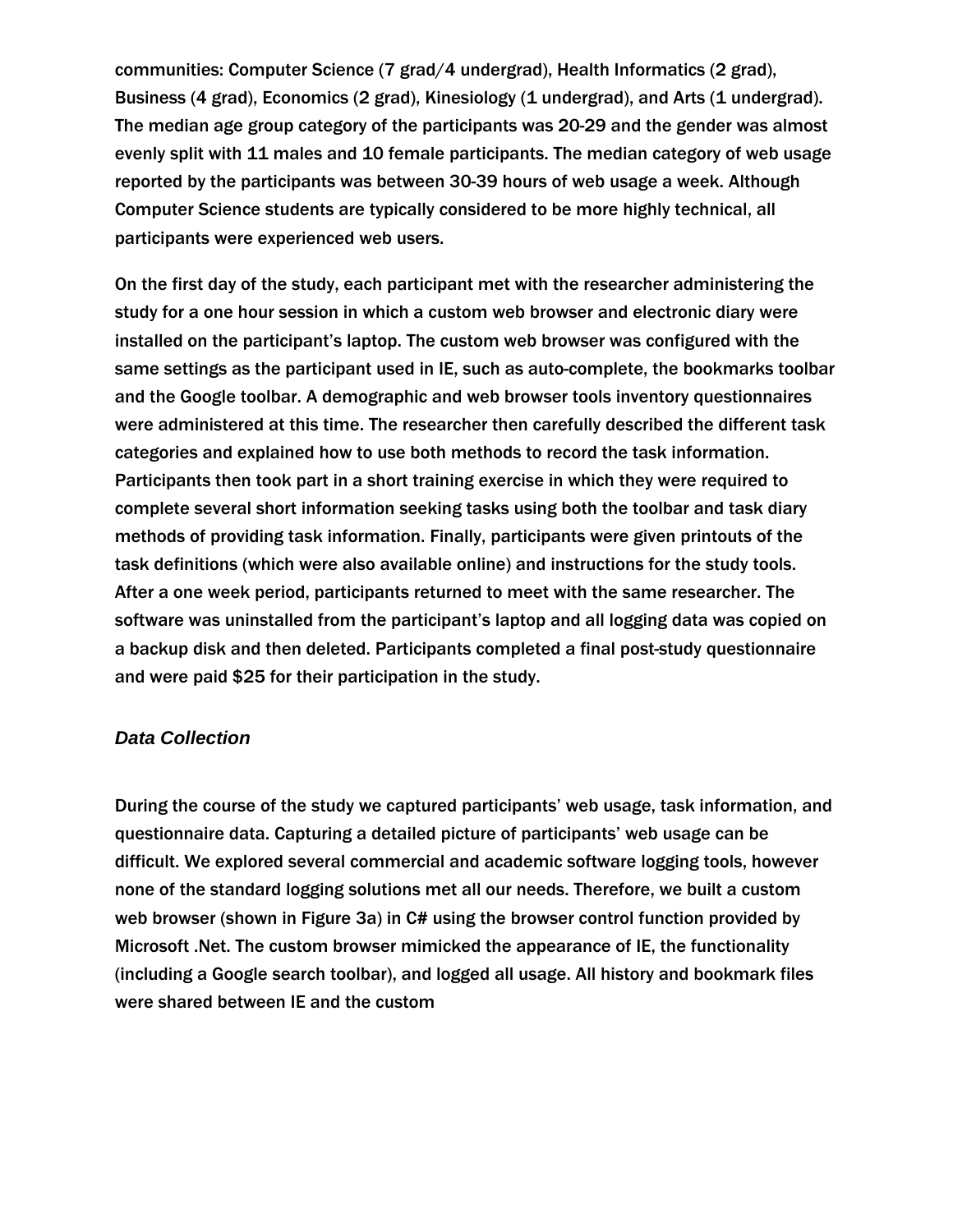communities: Computer Science (7 grad/4 undergrad), Health Informatics (2 grad), Business (4 grad), Economics (2 grad), Kinesiology (1 undergrad), and Arts (1 undergrad). The median age group category of the participants was 20-29 and the gender was almost evenly split with 11 males and 10 female participants. The median category of web usage reported by the participants was between 30-39 hours of web usage a week. Although Computer Science students are typically considered to be more highly technical, all participants were experienced web users.

On the first day of the study, each participant met with the researcher administering the study for a one hour session in which a custom web browser and electronic diary were installed on the participant's laptop. The custom web browser was configured with the same settings as the participant used in IE, such as auto-complete, the bookmarks toolbar and the Google toolbar. A demographic and web browser tools inventory questionnaires were administered at this time. The researcher then carefully described the different task categories and explained how to use both methods to record the task information. Participants then took part in a short training exercise in which they were required to complete several short information seeking tasks using both the toolbar and task diary methods of providing task information. Finally, participants were given printouts of the task definitions (which were also available online) and instructions for the study tools. After a one week period, participants returned to meet with the same researcher. The software was uninstalled from the participant's laptop and all logging data was copied on a backup disk and then deleted. Participants completed a final post-study questionnaire and were paid $25 for their participation in the study.

### *Data Collection*

During the course of the study we captured participants' web usage, task information, and questionnaire data. Capturing a detailed picture of participants' web usage can be difficult. We explored several commercial and academic software logging tools, however none of the standard logging solutions met all our needs. Therefore, we built a custom web browser (shown in Figure 3a) in C# using the browser control function provided by Microsoft .Net. The custom browser mimicked the appearance of IE, the functionality (including a Google search toolbar), and logged all usage. All history and bookmark files were shared between IE and the custom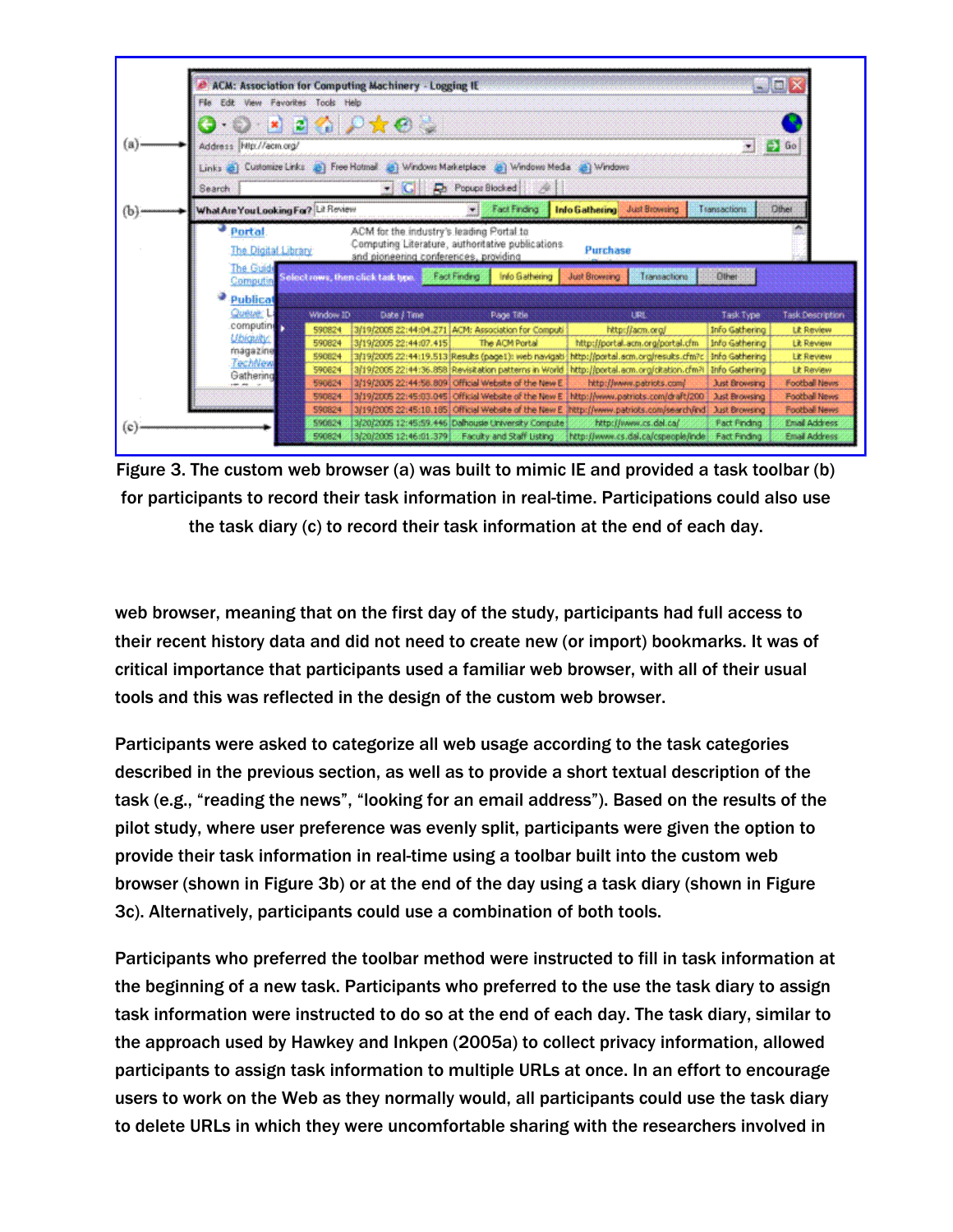Figure 3. The custom web browser (a) was built to mimic IE and provided a task toolbar (b) for participants to record their task information in real-time. Participations could also use the task diary (c) to record their task information at the end of each day.

web browser, meaning that on the first day of the study, participants had full access to their recent history data and did not need to create new (or import) bookmarks. It was of critical importance that participants used a familiar web browser, with all of their usual tools and this was reflected in the design of the custom web browser.

Participants were asked to categorize all web usage according to the task categories described in the previous section, as well as to provide a short textual description of the task (e.g., “reading the news”, “looking for an email address”). Based on the results of the pilot study, where user preference was evenly split, participants were given the option to provide their task information in real-time using a toolbar built into the custom web browser (shown in Figure 3b) or at the end of the day using a task diary (shown in Figure 3c). Alternatively, participants could use a combination of both tools.

Participants who preferred the toolbar method were instructed to fill in task information at the beginning of a new task. Participants who preferred to the use the task diary to assign task information were instructed to do so at the end of each day. The task diary, similar to the approach used by Hawkey and Inkpen (2005a) to collect privacy information, allowed participants to assign task information to multiple URLs at once. In an effort to encourage users to work on the Web as they normally would, all participants could use the task diary to delete URLs in which they were uncomfortable sharing with the researchers involved in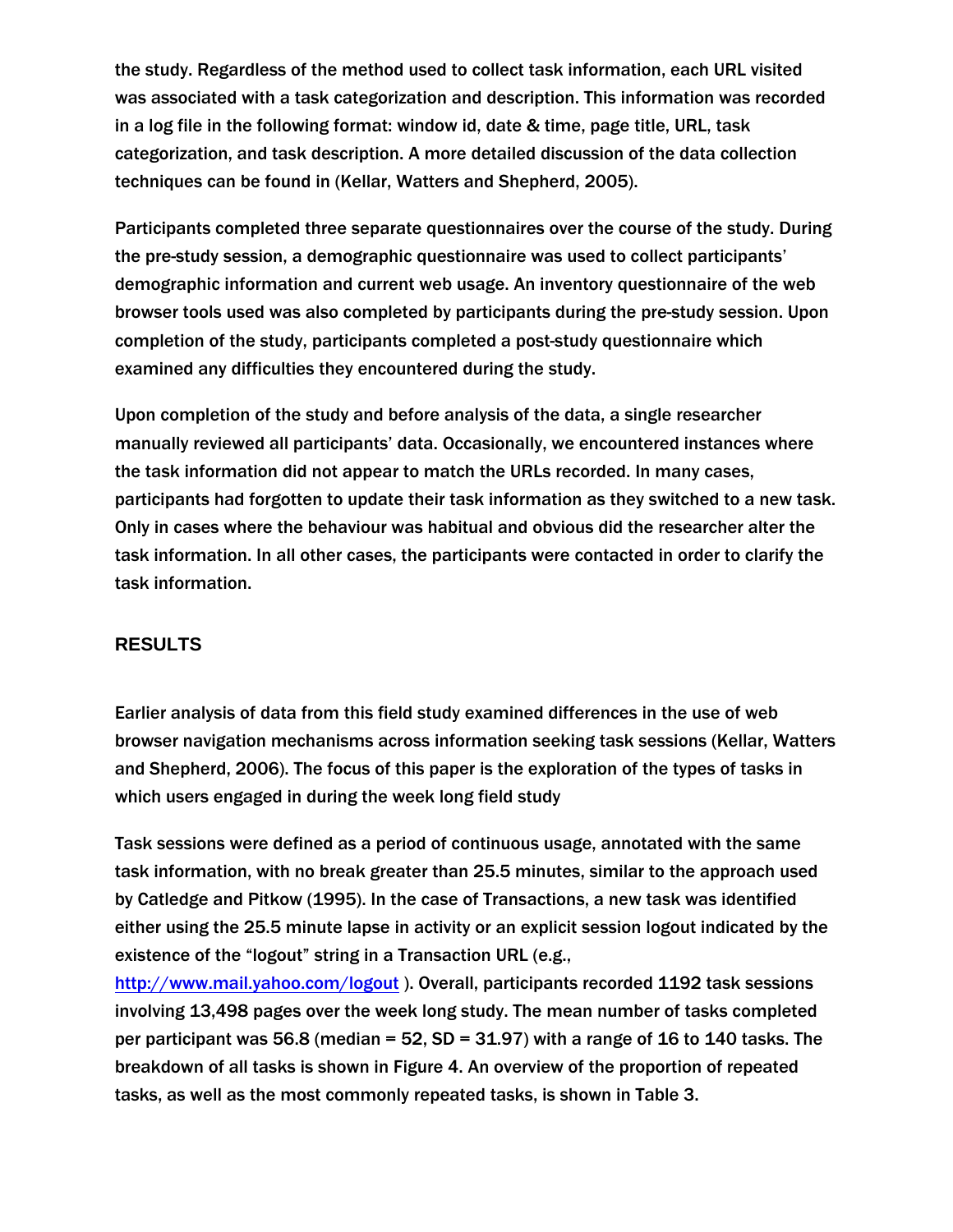the study. Regardless of the method used to collect task information, each URL visited was associated with a task categorization and description. This information was recorded in a log file in the following format: window id, date & time, page title, URL, task categorization, and task description. A more detailed discussion of the data collection techniques can be found in (Kellar, Watters and Shepherd, 2005).

Participants completed three separate questionnaires over the course of the study. During the pre-study session, a demographic questionnaire was used to collect participants' demographic information and current web usage. An inventory questionnaire of the web browser tools used was also completed by participants during the pre-study session. Upon completion of the study, participants completed a post-study questionnaire which examined any difficulties they encountered during the study.

Upon completion of the study and before analysis of the data, a single researcher manually reviewed all participants' data. Occasionally, we encountered instances where the task information did not appear to match the URLs recorded. In many cases, participants had forgotten to update their task information as they switched to a new task. Only in cases where the behaviour was habitual and obvious did the researcher alter the task information. In all other cases, the participants were contacted in order to clarify the task information.

## RESULTS

Earlier analysis of data from this field study examined differences in the use of web browser navigation mechanisms across information seeking task sessions (Kellar, Watters and Shepherd, 2006). The focus of this paper is the exploration of the types of tasks in which users engaged in during the week long field study

Task sessions were defined as a period of continuous usage, annotated with the same task information, with no break greater than 25.5 minutes, similar to the approach used by Catledge and Pitkow (1995). In the case of Transactions, a new task was identified either using the 25.5 minute lapse in activity or an explicit session logout indicated by the existence of the "logout" string in a Transaction URL (e.g., http://www.mail.yahoo.com/logout ). Overall, participants recorded 1192 task sessions involving 13,498 pages over the week long study. The mean number of tasks completed per participant was 56.8 (median = 52, SD = 31.97) with a range of 16 to 140 tasks. The breakdown of all tasks is shown in Figure 4. An overview of the proportion of repeated tasks, as well as the most commonly repeated tasks, is shown in Table 3.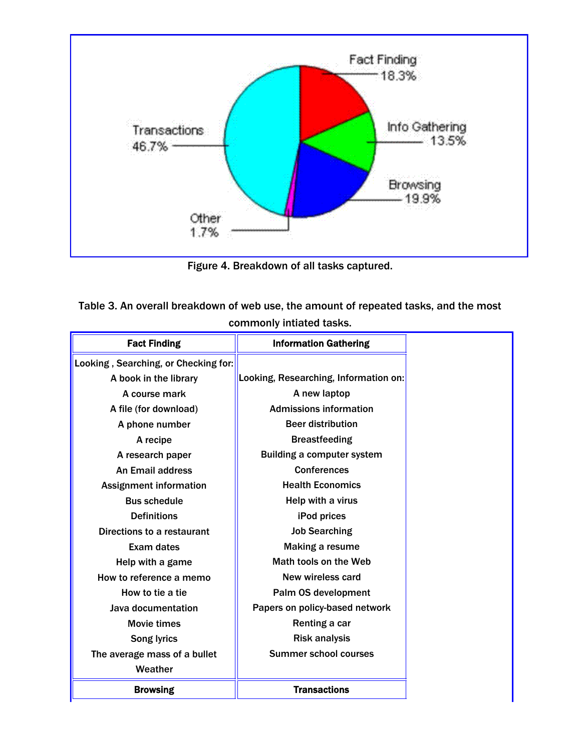Figure 4. Breakdown of all tasks captured.

Table 3. An overall breakdown of web use, the amount of repeated tasks, and the most commonly intiated tasks.

| Fact Finding | Information Gathering |
|---|---|
| Looking , Searching, or Checking for: | Looking, Researching, Information on: |
| A book in the library | A new laptop |
| A course mark | Admissions information |
| A file (for download) | Beer distribution |
| A phone number | Breastfeeding |
| A recipe | Building a computer system |
| A research paper | Conferences |
| An Email address | Health Economics |
| Assignment information | Help with a virus |
| Bus schedule | iPod prices |
| Definitions | Job Searching |
| Directions to a restaurant | Making a resume |
| Exam dates | Math tools on the Web |
| Help with a game | New wireless card |
| How to reference a memo | Palm OS development |
| How to tie a tie | Papers on policy-based network |
| Java documentation | Renting a car |
| Movie times | Risk analysis |
| Song lyrics | Summer school courses |
| The average mass of a bullet | |
| Weather | |
| **Browsing** | **Transactions** |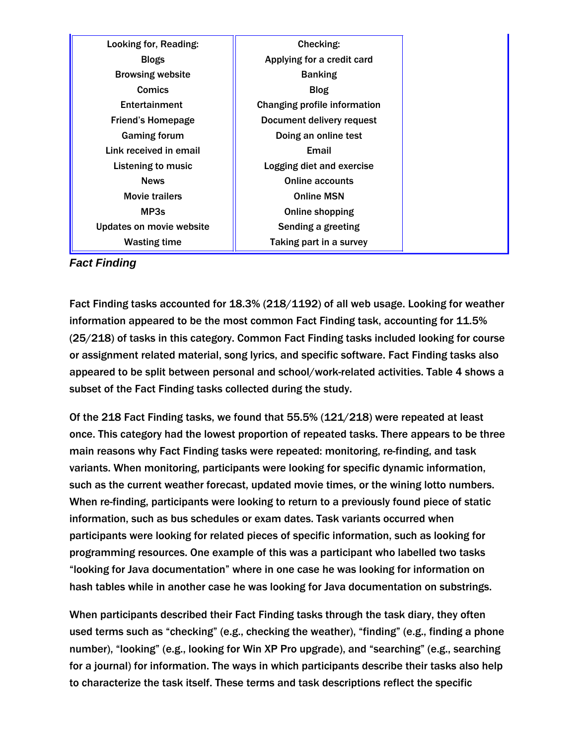| Looking for, Reading: | Checking: |
|---|---|
| Blogs | Applying for a credit card |
| Browsing website | Banking |
| Comics | Blog |
| Entertainment | Changing profile information |
| Friend's Homepage | Document delivery request |
| Gaming forum | Doing an online test |
| Link received in email | Email |
| Listening to music | Logging diet and exercise |
| News | Online accounts |
| Movie trailers | Online MSN |
| MP3s | Online shopping |
| Updates on movie website | Sending a greeting |
| Wasting time | Taking part in a survey |

### *Fact Finding*

Fact Finding tasks accounted for 18.3% (218/1192) of all web usage. Looking for weather information appeared to be the most common Fact Finding task, accounting for 11.5% (25/218) of tasks in this category. Common Fact Finding tasks included looking for course or assignment related material, song lyrics, and specific software. Fact Finding tasks also appeared to be split between personal and school/work-related activities. Table 4 shows a subset of the Fact Finding tasks collected during the study.

Of the 218 Fact Finding tasks, we found that 55.5% (121/218) were repeated at least once. This category had the lowest proportion of repeated tasks. There appears to be three main reasons why Fact Finding tasks were repeated: monitoring, re-finding, and task variants. When monitoring, participants were looking for specific dynamic information, such as the current weather forecast, updated movie times, or the wining lotto numbers. When re-finding, participants were looking to return to a previously found piece of static information, such as bus schedules or exam dates. Task variants occurred when participants were looking for related pieces of specific information, such as looking for programming resources. One example of this was a participant who labelled two tasks "looking for Java documentation" where in one case he was looking for information on hash tables while in another case he was looking for Java documentation on substrings.

When participants described their Fact Finding tasks through the task diary, they often used terms such as "checking" (e.g., checking the weather), "finding" (e.g., finding a phone number), "looking" (e.g., looking for Win XP Pro upgrade), and "searching" (e.g., searching for a journal) for information. The ways in which participants describe their tasks also help to characterize the task itself. These terms and task descriptions reflect the specific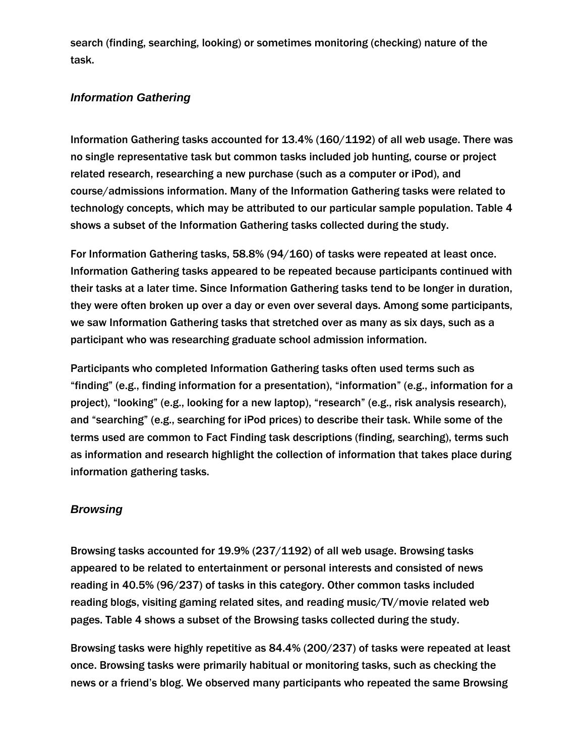search (finding, searching, looking) or sometimes monitoring (checking) nature of the task.

### *Information Gathering*

Information Gathering tasks accounted for 13.4% (160/1192) of all web usage. There was no single representative task but common tasks included job hunting, course or project related research, researching a new purchase (such as a computer or iPod), and course/admissions information. Many of the Information Gathering tasks were related to technology concepts, which may be attributed to our particular sample population. Table 4 shows a subset of the Information Gathering tasks collected during the study.

For Information Gathering tasks, 58.8% (94/160) of tasks were repeated at least once. Information Gathering tasks appeared to be repeated because participants continued with their tasks at a later time. Since Information Gathering tasks tend to be longer in duration, they were often broken up over a day or even over several days. Among some participants, we saw Information Gathering tasks that stretched over as many as six days, such as a participant who was researching graduate school admission information.

Participants who completed Information Gathering tasks often used terms such as "finding" (e.g., finding information for a presentation), "information" (e.g., information for a project), "looking" (e.g., looking for a new laptop), "research" (e.g., risk analysis research), and "searching" (e.g., searching for iPod prices) to describe their task. While some of the terms used are common to Fact Finding task descriptions (finding, searching), terms such as information and research highlight the collection of information that takes place during information gathering tasks.

### *Browsing*

Browsing tasks accounted for 19.9% (237/1192) of all web usage. Browsing tasks appeared to be related to entertainment or personal interests and consisted of news reading in 40.5% (96/237) of tasks in this category. Other common tasks included reading blogs, visiting gaming related sites, and reading music/TV/movie related web pages. Table 4 shows a subset of the Browsing tasks collected during the study.

Browsing tasks were highly repetitive as 84.4% (200/237) of tasks were repeated at least once. Browsing tasks were primarily habitual or monitoring tasks, such as checking the news or a friend's blog. We observed many participants who repeated the same Browsing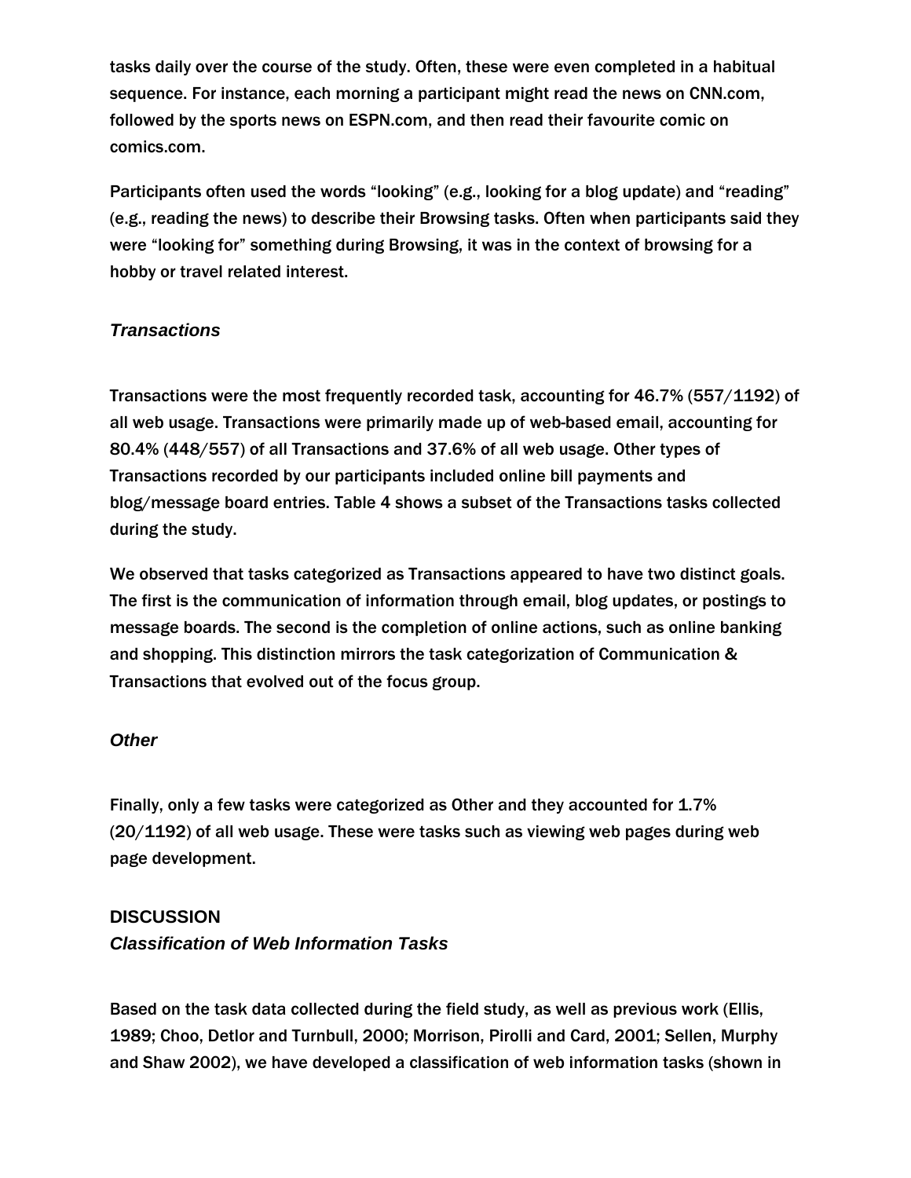tasks daily over the course of the study. Often, these were even completed in a habitual sequence. For instance, each morning a participant might read the news on CNN.com, followed by the sports news on ESPN.com, and then read their favourite comic on comics.com.

Participants often used the words "looking" (e.g., looking for a blog update) and "reading" (e.g., reading the news) to describe their Browsing tasks. Often when participants said they were "looking for" something during Browsing, it was in the context of browsing for a hobby or travel related interest.

### *Transactions*

Transactions were the most frequently recorded task, accounting for 46.7% (557/1192) of all web usage. Transactions were primarily made up of web-based email, accounting for 80.4% (448/557) of all Transactions and 37.6% of all web usage. Other types of Transactions recorded by our participants included online bill payments and blog/message board entries. Table 4 shows a subset of the Transactions tasks collected during the study.

We observed that tasks categorized as Transactions appeared to have two distinct goals. The first is the communication of information through email, blog updates, or postings to message boards. The second is the completion of online actions, such as online banking and shopping. This distinction mirrors the task categorization of Communication & Transactions that evolved out of the focus group.

### *Other*

Finally, only a few tasks were categorized as Other and they accounted for 1.7% (20/1192) of all web usage. These were tasks such as viewing web pages during web page development.

## DISCUSSION

### *Classification of Web Information Tasks*

Based on the task data collected during the field study, as well as previous work (Ellis, 1989; Choo, Detlor and Turnbull, 2000; Morrison, Pirolli and Card, 2001; Sellen, Murphy and Shaw 2002), we have developed a classification of web information tasks (shown in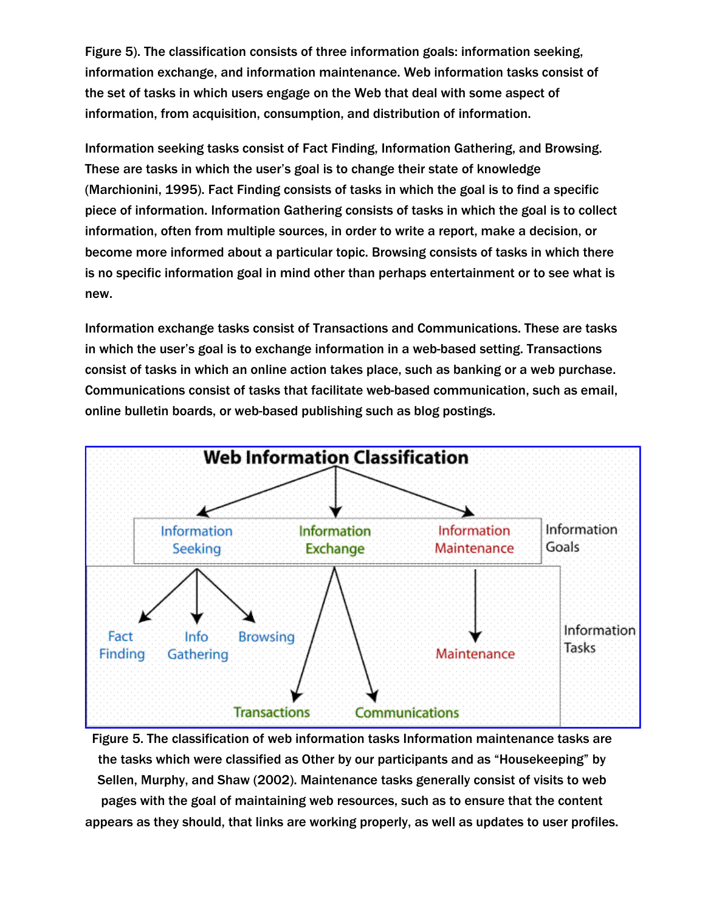Figure 5). The classification consists of three information goals: information seeking, information exchange, and information maintenance. Web information tasks consist of the set of tasks in which users engage on the Web that deal with some aspect of information, from acquisition, consumption, and distribution of information.

Information seeking tasks consist of Fact Finding, Information Gathering, and Browsing. These are tasks in which the user's goal is to change their state of knowledge (Marchionini, 1995). Fact Finding consists of tasks in which the goal is to find a specific piece of information. Information Gathering consists of tasks in which the goal is to collect information, often from multiple sources, in order to write a report, make a decision, or become more informed about a particular topic. Browsing consists of tasks in which there is no specific information goal in mind other than perhaps entertainment or to see what is new.

Information exchange tasks consist of Transactions and Communications. These are tasks in which the user's goal is to exchange information in a web-based setting. Transactions consist of tasks in which an online action takes place, such as banking or a web purchase. Communications consist of tasks that facilitate web-based communication, such as email, online bulletin boards, or web-based publishing such as blog postings.

Web Information Classification

Information Seeking | Information Exchange | Information Maintenance — Information Goals

Fact Finding | Info Gathering | Browsing | Transactions | Communications | Maintenance — Information Tasks

Figure 5. The classification of web information tasks Information maintenance tasks are the tasks which were classified as Other by our participants and as "Housekeeping" by Sellen, Murphy, and Shaw (2002). Maintenance tasks generally consist of visits to web pages with the goal of maintaining web resources, such as to ensure that the content appears as they should, that links are working properly, as well as updates to user profiles.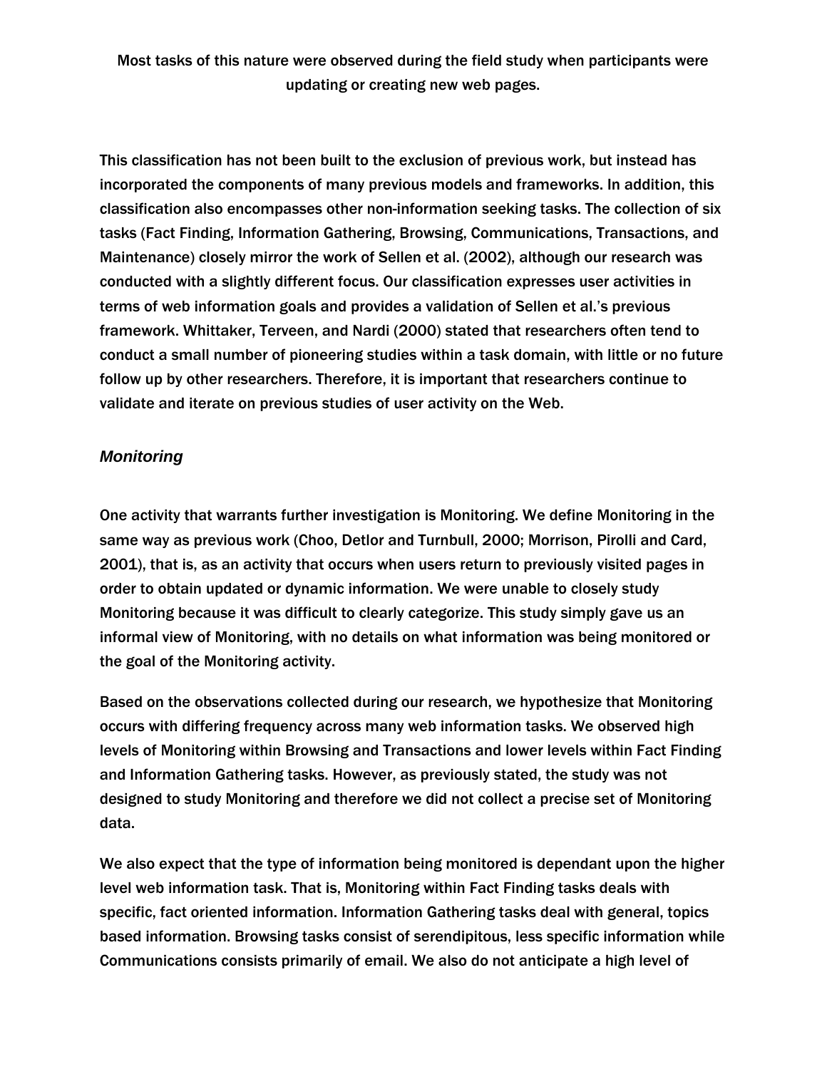Most tasks of this nature were observed during the field study when participants were updating or creating new web pages.

This classification has not been built to the exclusion of previous work, but instead has incorporated the components of many previous models and frameworks. In addition, this classification also encompasses other non-information seeking tasks. The collection of six tasks (Fact Finding, Information Gathering, Browsing, Communications, Transactions, and Maintenance) closely mirror the work of Sellen et al. (2002), although our research was conducted with a slightly different focus. Our classification expresses user activities in terms of web information goals and provides a validation of Sellen et al.'s previous framework. Whittaker, Terveen, and Nardi (2000) stated that researchers often tend to conduct a small number of pioneering studies within a task domain, with little or no future follow up by other researchers. Therefore, it is important that researchers continue to validate and iterate on previous studies of user activity on the Web.

### *Monitoring*

One activity that warrants further investigation is Monitoring. We define Monitoring in the same way as previous work (Choo, Detlor and Turnbull, 2000; Morrison, Pirolli and Card, 2001), that is, as an activity that occurs when users return to previously visited pages in order to obtain updated or dynamic information. We were unable to closely study Monitoring because it was difficult to clearly categorize. This study simply gave us an informal view of Monitoring, with no details on what information was being monitored or the goal of the Monitoring activity.

Based on the observations collected during our research, we hypothesize that Monitoring occurs with differing frequency across many web information tasks. We observed high levels of Monitoring within Browsing and Transactions and lower levels within Fact Finding and Information Gathering tasks. However, as previously stated, the study was not designed to study Monitoring and therefore we did not collect a precise set of Monitoring data.

We also expect that the type of information being monitored is dependant upon the higher level web information task. That is, Monitoring within Fact Finding tasks deals with specific, fact oriented information. Information Gathering tasks deal with general, topics based information. Browsing tasks consist of serendipitous, less specific information while Communications consists primarily of email. We also do not anticipate a high level of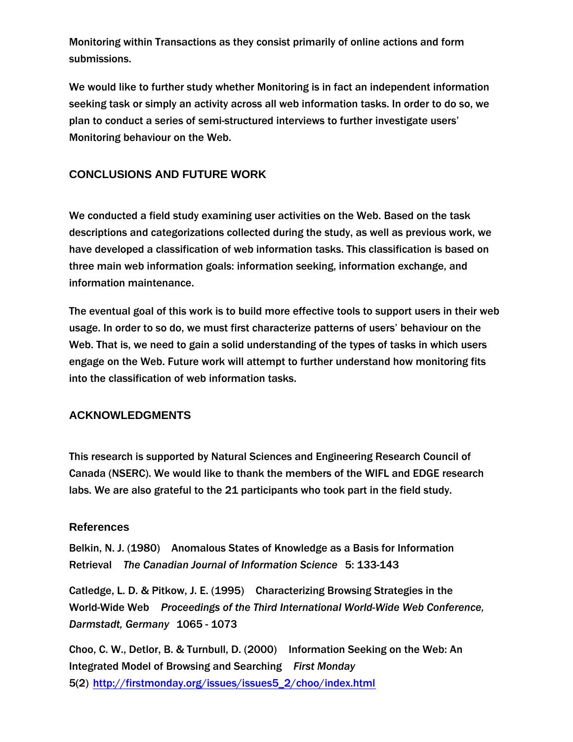Monitoring within Transactions as they consist primarily of online actions and form submissions.

We would like to further study whether Monitoring is in fact an independent information seeking task or simply an activity across all web information tasks. In order to do so, we plan to conduct a series of semi-structured interviews to further investigate users' Monitoring behaviour on the Web.

## CONCLUSIONS AND FUTURE WORK

We conducted a field study examining user activities on the Web. Based on the task descriptions and categorizations collected during the study, as well as previous work, we have developed a classification of web information tasks. This classification is based on three main web information goals: information seeking, information exchange, and information maintenance.

The eventual goal of this work is to build more effective tools to support users in their web usage. In order to so do, we must first characterize patterns of users' behaviour on the Web. That is, we need to gain a solid understanding of the types of tasks in which users engage on the Web. Future work will attempt to further understand how monitoring fits into the classification of web information tasks.

## ACKNOWLEDGMENTS

This research is supported by Natural Sciences and Engineering Research Council of Canada (NSERC). We would like to thank the members of the WIFL and EDGE research labs. We are also grateful to the 21 participants who took part in the field study.

## References

Belkin, N. J. (1980) Anomalous States of Knowledge as a Basis for Information Retrieval *The Canadian Journal of Information Science* 5: 133-143

Catledge, L. D. & Pitkow, J. E. (1995) Characterizing Browsing Strategies in the World-Wide Web *Proceedings of the Third International World-Wide Web Conference, Darmstadt, Germany* 1065 - 1073

Choo, C. W., Detlor, B. & Turnbull, D. (2000) Information Seeking on the Web: An Integrated Model of Browsing and Searching *First Monday* 5(2) [http://firstmonday.org/issues/issues5_2/choo/index.html](http://firstmonday.org/issues/issues5_2/choo/index.html)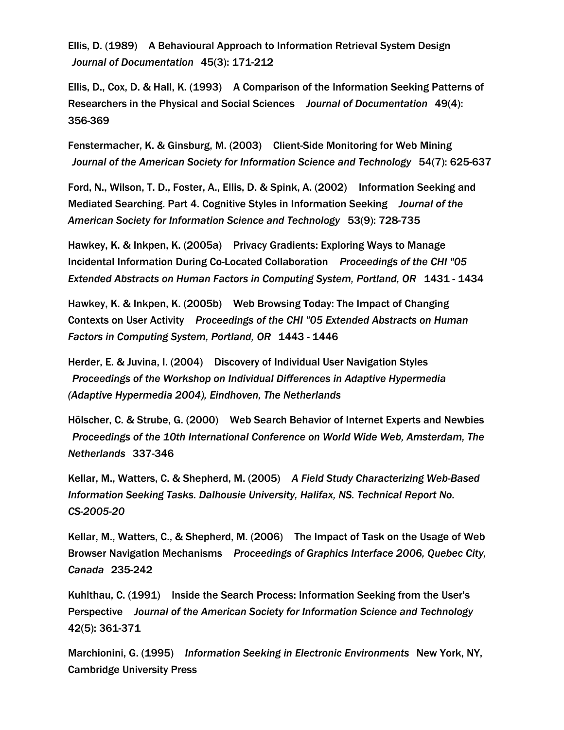Ellis, D. (1989) A Behavioural Approach to Information Retrieval System Design *Journal of Documentation* 45(3): 171-212

Ellis, D., Cox, D. & Hall, K. (1993) A Comparison of the Information Seeking Patterns of Researchers in the Physical and Social Sciences *Journal of Documentation* 49(4): 356-369

Fenstermacher, K. & Ginsburg, M. (2003) Client-Side Monitoring for Web Mining *Journal of the American Society for Information Science and Technology* 54(7): 625-637

Ford, N., Wilson, T. D., Foster, A., Ellis, D. & Spink, A. (2002) Information Seeking and Mediated Searching. Part 4. Cognitive Styles in Information Seeking *Journal of the American Society for Information Science and Technology* 53(9): 728-735

Hawkey, K. & Inkpen, K. (2005a) Privacy Gradients: Exploring Ways to Manage Incidental Information During Co-Located Collaboration *Proceedings of the CHI "05 Extended Abstracts on Human Factors in Computing System, Portland, OR* 1431 - 1434

Hawkey, K. & Inkpen, K. (2005b) Web Browsing Today: The Impact of Changing Contexts on User Activity *Proceedings of the CHI "05 Extended Abstracts on Human Factors in Computing System, Portland, OR* 1443 - 1446

Herder, E. & Juvina, I. (2004) Discovery of Individual User Navigation Styles *Proceedings of the Workshop on Individual Differences in Adaptive Hypermedia (Adaptive Hypermedia 2004), Eindhoven, The Netherlands*

Hölscher, C. & Strube, G. (2000) Web Search Behavior of Internet Experts and Newbies *Proceedings of the 10th International Conference on World Wide Web, Amsterdam, The Netherlands* 337-346

Kellar, M., Watters, C. & Shepherd, M. (2005) *A Field Study Characterizing Web-Based Information Seeking Tasks. Dalhousie University, Halifax, NS. Technical Report No. CS-2005-20*

Kellar, M., Watters, C., & Shepherd, M. (2006) The Impact of Task on the Usage of Web Browser Navigation Mechanisms *Proceedings of Graphics Interface 2006, Quebec City, Canada* 235-242

Kuhlthau, C. (1991) Inside the Search Process: Information Seeking from the User's Perspective *Journal of the American Society for Information Science and Technology* 42(5): 361-371

Marchionini, G. (1995) *Information Seeking in Electronic Environments* New York, NY, Cambridge University Press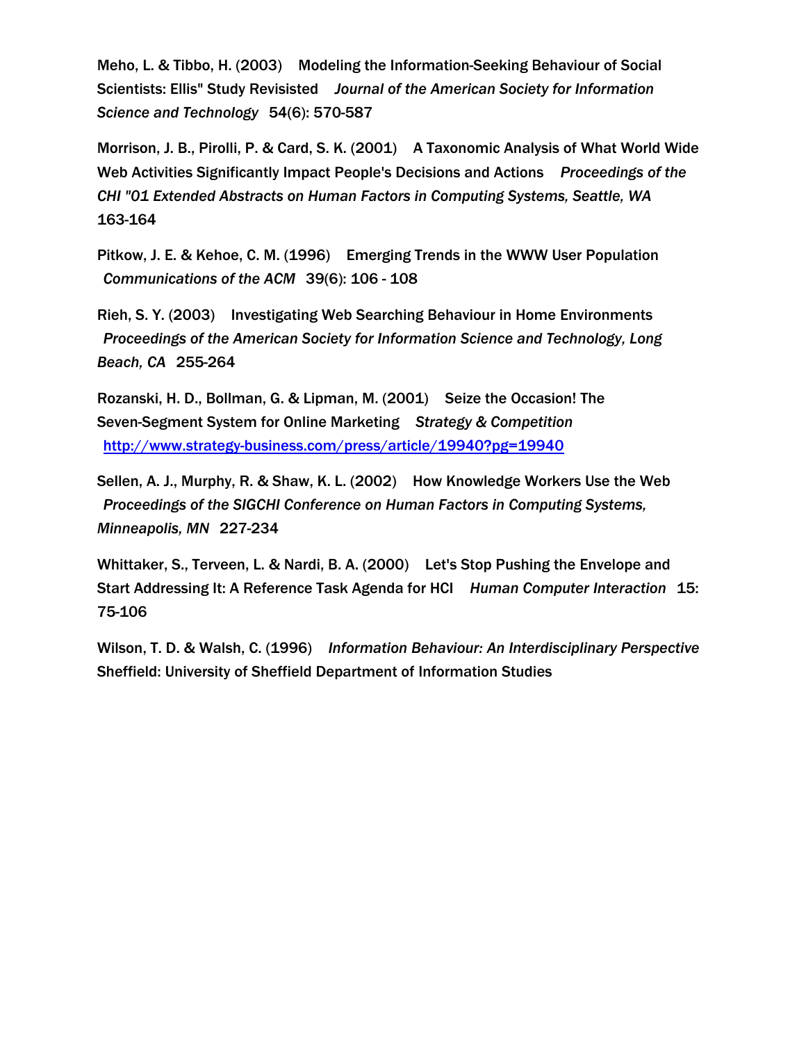Meho, L. & Tibbo, H. (2003) Modeling the Information-Seeking Behaviour of Social Scientists: Ellis" Study Revisited *Journal of the American Society for Information Science and Technology* 54(6): 570-587

Morrison, J. B., Pirolli, P. & Card, S. K. (2001) A Taxonomic Analysis of What World Wide Web Activities Significantly Impact People's Decisions and Actions *Proceedings of the CHI "01 Extended Abstracts on Human Factors in Computing Systems, Seattle, WA* 163-164

Pitkow, J. E. & Kehoe, C. M. (1996) Emerging Trends in the WWW User Population *Communications of the ACM* 39(6): 106 - 108

Rieh, S. Y. (2003) Investigating Web Searching Behaviour in Home Environments *Proceedings of the American Society for Information Science and Technology, Long Beach, CA* 255-264

Rozanski, H. D., Bollman, G. & Lipman, M. (2001) Seize the Occasion! The Seven-Segment System for Online Marketing *Strategy & Competition* http://www.strategy-business.com/press/article/19940?pg=19940

Sellen, A. J., Murphy, R. & Shaw, K. L. (2002) How Knowledge Workers Use the Web *Proceedings of the SIGCHI Conference on Human Factors in Computing Systems, Minneapolis, MN* 227-234

Whittaker, S., Terveen, L. & Nardi, B. A. (2000) Let's Stop Pushing the Envelope and Start Addressing It: A Reference Task Agenda for HCI *Human Computer Interaction* 15: 75-106

Wilson, T. D. & Walsh, C. (1996) *Information Behaviour: An Interdisciplinary Perspective* Sheffield: University of Sheffield Department of Information Studies